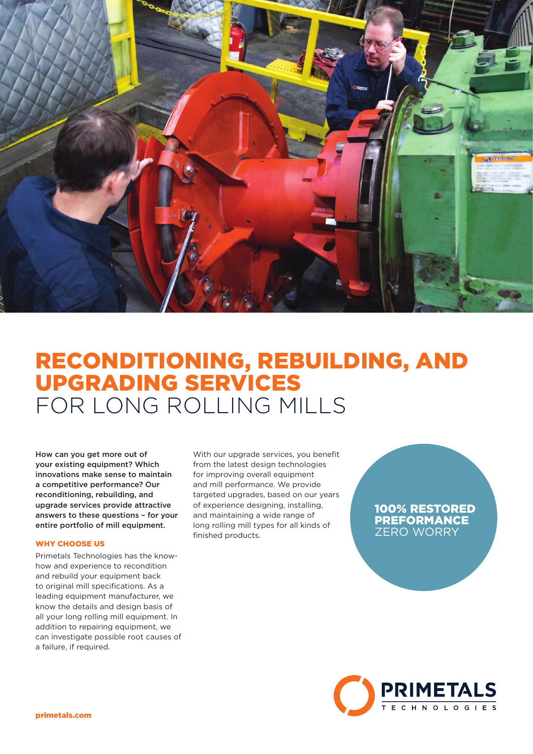# RECONDITIONING, REBUILDING, AND UPGRADING SERVICES FOR LONG ROLLING MILLS

**How can you get more out of your existing equipment? Which innovations make sense to maintain a competitive performance? Our reconditioning, rebuilding, and upgrade services provide attractive answers to these questions – for your entire portfolio of mill equipment.**

### WHY CHOOSE US

Primetals Technologies has the know-how and experience to recondition and rebuild your equipment back to original mill specifications. As a leading equipment manufacturer, we know the details and design basis of all your long rolling mill equipment. In addition to repairing equipment, we can investigate possible root causes of a failure, if required.

With our upgrade services, you benefit from the latest design technologies for improving overall equipment and mill performance. We provide targeted upgrades, based on our years of experience designing, installing, and maintaining a wide range of long rolling mill types for all kinds of finished products.

**100% RESTORED PREFORMANCE**
ZERO WORRY

PRIMETALS TECHNOLOGIES

primetals.com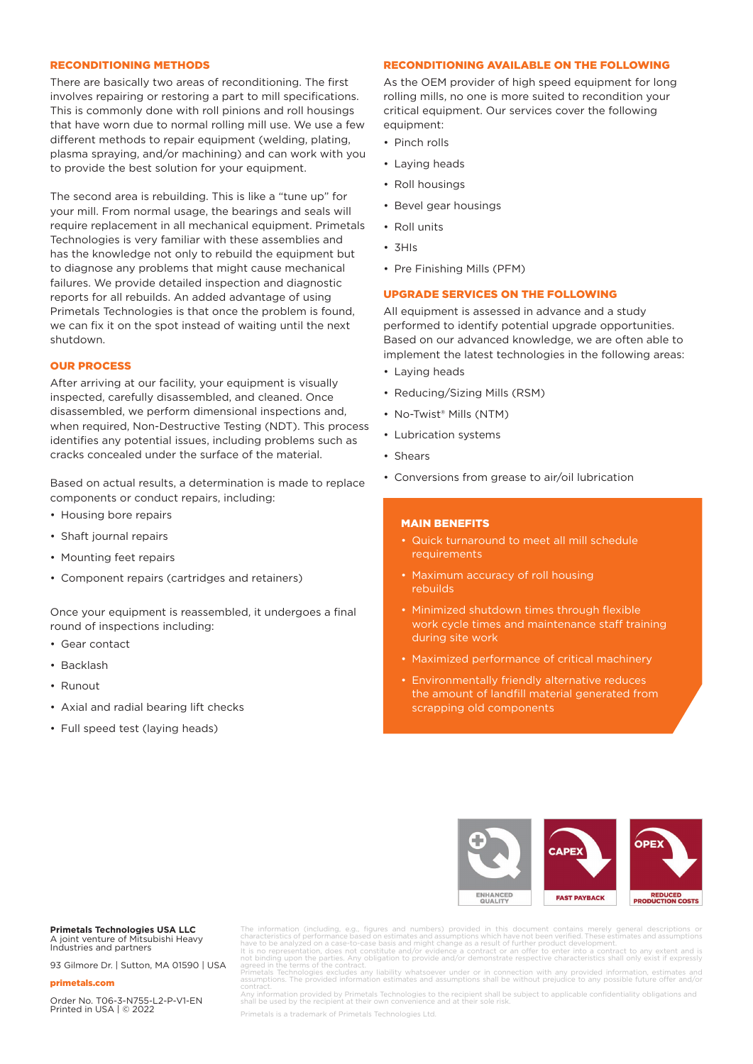## RECONDITIONING METHODS

There are basically two areas of reconditioning. The first involves repairing or restoring a part to mill specifications. This is commonly done with roll pinions and roll housings that have worn due to normal rolling mill use. We use a few different methods to repair equipment (welding, plating, plasma spraying, and/or machining) and can work with you to provide the best solution for your equipment.

The second area is rebuilding. This is like a "tune up" for your mill. From normal usage, the bearings and seals will require replacement in all mechanical equipment. Primetals Technologies is very familiar with these assemblies and has the knowledge not only to rebuild the equipment but to diagnose any problems that might cause mechanical failures. We provide detailed inspection and diagnostic reports for all rebuilds. An added advantage of using Primetals Technologies is that once the problem is found, we can fix it on the spot instead of waiting until the next shutdown.

## OUR PROCESS

After arriving at our facility, your equipment is visually inspected, carefully disassembled, and cleaned. Once disassembled, we perform dimensional inspections and, when required, Non-Destructive Testing (NDT). This process identifies any potential issues, including problems such as cracks concealed under the surface of the material.

Based on actual results, a determination is made to replace components or conduct repairs, including:

- Housing bore repairs
- Shaft journal repairs
- Mounting feet repairs
- Component repairs (cartridges and retainers)

Once your equipment is reassembled, it undergoes a final round of inspections including:

- Gear contact
- Backlash
- Runout
- Axial and radial bearing lift checks
- Full speed test (laying heads)

## RECONDITIONING AVAILABLE ON THE FOLLOWING

As the OEM provider of high speed equipment for long rolling mills, no one is more suited to recondition your critical equipment. Our services cover the following equipment:

- Pinch rolls
- Laying heads
- Roll housings
- Bevel gear housings
- Roll units
- 3HIs
- Pre Finishing Mills (PFM)

## UPGRADE SERVICES ON THE FOLLOWING

All equipment is assessed in advance and a study performed to identify potential upgrade opportunities. Based on our advanced knowledge, we are often able to implement the latest technologies in the following areas:

- Laying heads
- Reducing/Sizing Mills (RSM)
- No-Twist® Mills (NTM)
- Lubrication systems
- Shears
- Conversions from grease to air/oil lubrication

## MAIN BENEFITS

- Quick turnaround to meet all mill schedule requirements
- Maximum accuracy of roll housing rebuilds
- Minimized shutdown times through flexible work cycle times and maintenance staff training during site work
- Maximized performance of critical machinery
- Environmentally friendly alternative reduces the amount of landfill material generated from scrapping old components

ENHANCED QUALITY

CAPEX
FAST PAYBACK

OPEX
REDUCED PRODUCTION COSTS

**Primetals Technologies USA LLC**
A joint venture of Mitsubishi Heavy Industries and partners

93 Gilmore Dr. | Sutton, MA 01590 | USA

**primetals.com**

Order No. T06-3-N755-L2-P-V1-EN
Printed in USA | © 2022

The information (including, e.g., figures and numbers) provided in this document contains merely general descriptions or characteristics of performance based on estimates and assumptions which have not been verified. These estimates and assumptions have to be analyzed on a case-to-case basis and might change as a result of further product development.
It is no representation, does not constitute and/or evidence a contract or an offer to enter into a contract to any extent and is not binding upon the parties. Any obligation to provide and/or demonstrate respective characteristics shall only exist if expressly agreed in the terms of the contract.
Primetals Technologies excludes any liability whatsoever under or in connection with any provided information, estimates and assumptions. The provided information estimates and assumptions shall be without prejudice to any possible future offer and/or contract.
Any information provided by Primetals Technologies to the recipient shall be subject to applicable confidentiality obligations and shall be used by the recipient at their own convenience and at their sole risk.

Primetals is a trademark of Primetals Technologies Ltd.